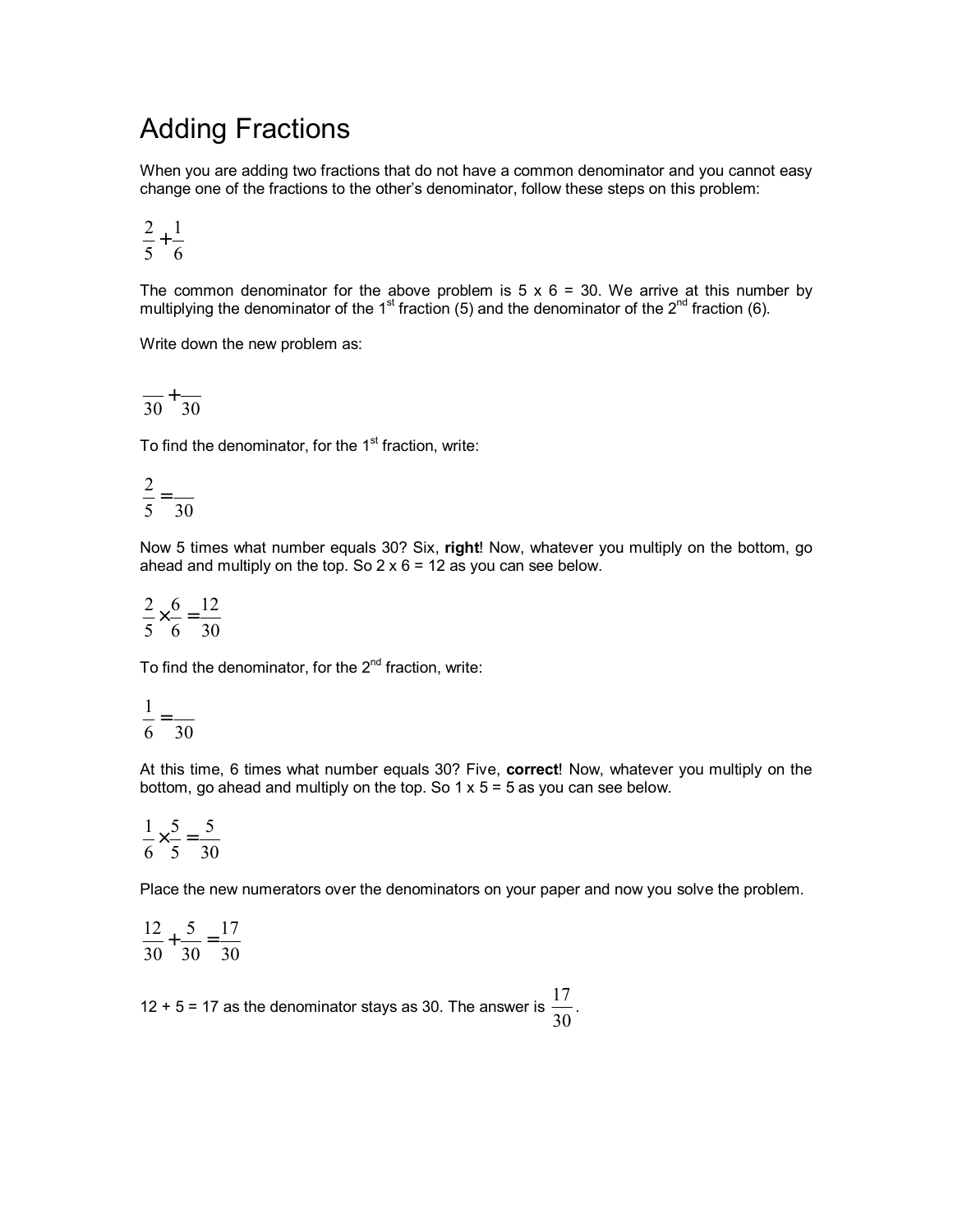# Adding Fractions

When you are adding two fractions that do not have a common denominator and you cannot easy change one of the fractions to the other's denominator, follow these steps on this problem:

$$\frac{2}{5}+\frac{1}{6}$$

The common denominator for the above problem is 5 x 6 = 30. We arrive at this number by multiplying the denominator of the 1st fraction (5) and the denominator of the 2nd fraction (6).

Write down the new problem as:

$$\frac{\quad}{30}+\frac{\quad}{30}$$

To find the denominator, for the 1st fraction, write:

$$\frac{2}{5}=\frac{\quad}{30}$$

Now 5 times what number equals 30? Six, **right**! Now, whatever you multiply on the bottom, go ahead and multiply on the top. So 2 x 6 = 12 as you can see below.

$$\frac{2}{5}\times\frac{6}{6}=\frac{12}{30}$$

To find the denominator, for the 2nd fraction, write:

$$\frac{1}{6}=\frac{\quad}{30}$$

At this time, 6 times what number equals 30? Five, **correct**! Now, whatever you multiply on the bottom, go ahead and multiply on the top. So 1 x 5 = 5 as you can see below.

$$\frac{1}{6}\times\frac{5}{5}=\frac{5}{30}$$

Place the new numerators over the denominators on your paper and now you solve the problem.

$$\frac{12}{30}+\frac{5}{30}=\frac{17}{30}$$

12 + 5 = 17 as the denominator stays as 30. The answer is $\frac{17}{30}$.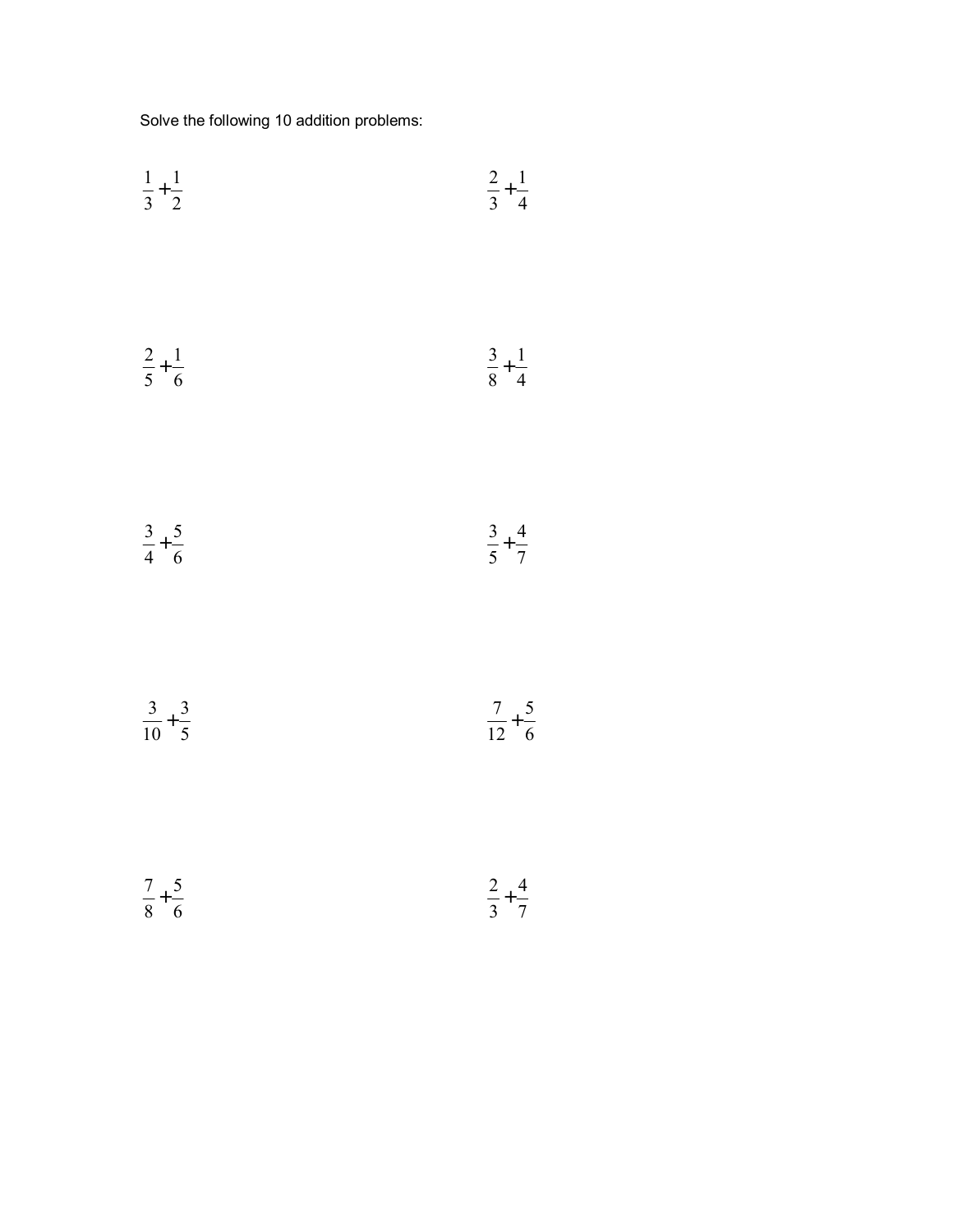Solve the following 10 addition problems:

$\frac{1}{3}+\frac{1}{2}$

$\frac{2}{3}+\frac{1}{4}$

$\frac{2}{5}+\frac{1}{6}$

$\frac{3}{8}+\frac{1}{4}$

$\frac{3}{4}+\frac{5}{6}$

$\frac{3}{5}+\frac{4}{7}$

$\frac{3}{10}+\frac{3}{5}$

$\frac{7}{12}+\frac{5}{6}$

$\frac{7}{8}+\frac{5}{6}$

$\frac{2}{3}+\frac{4}{7}$